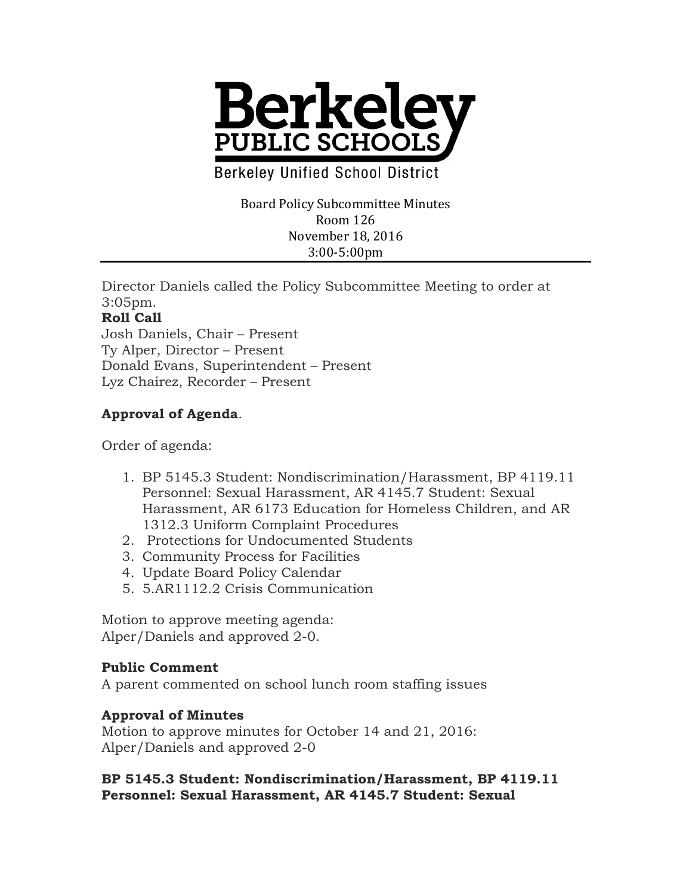# Berkeley PUBLIC SCHOOLS

Berkeley Unified School District

Board Policy Subcommittee Minutes
Room 126
November 18, 2016
3:00-5:00pm

---

Director Daniels called the Policy Subcommittee Meeting to order at 3:05pm.

**Roll Call**
Josh Daniels, Chair – Present
Ty Alper, Director – Present
Donald Evans, Superintendent – Present
Lyz Chairez, Recorder – Present

**Approval of Agenda**.

Order of agenda:

1. BP 5145.3 Student: Nondiscrimination/Harassment, BP 4119.11 Personnel: Sexual Harassment, AR 4145.7 Student: Sexual Harassment, AR 6173 Education for Homeless Children, and AR 1312.3 Uniform Complaint Procedures
2. Protections for Undocumented Students
3. Community Process for Facilities
4. Update Board Policy Calendar
5. 5.AR1112.2 Crisis Communication

Motion to approve meeting agenda:
Alper/Daniels and approved 2-0.

**Public Comment**
A parent commented on school lunch room staffing issues

**Approval of Minutes**
Motion to approve minutes for October 14 and 21, 2016:
Alper/Daniels and approved 2-0

**BP 5145.3 Student: Nondiscrimination/Harassment, BP 4119.11 Personnel: Sexual Harassment, AR 4145.7 Student: Sexual**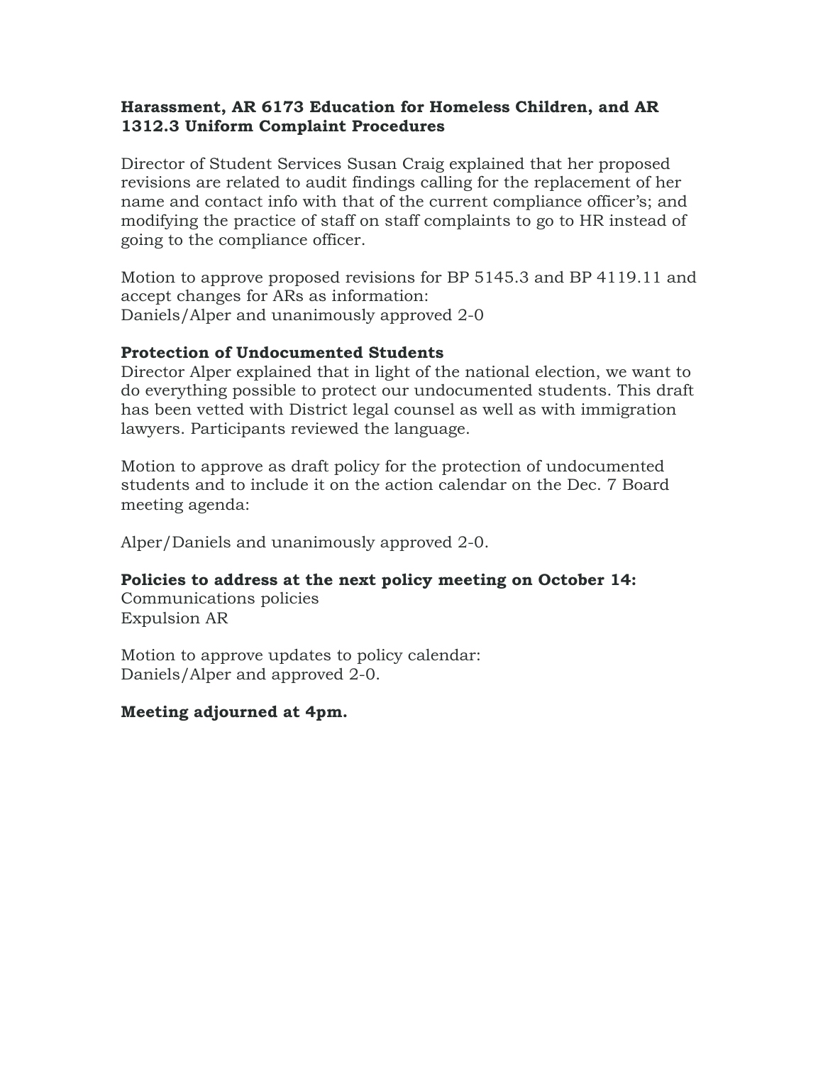**Harassment, AR 6173 Education for Homeless Children, and AR 1312.3 Uniform Complaint Procedures**

Director of Student Services Susan Craig explained that her proposed revisions are related to audit findings calling for the replacement of her name and contact info with that of the current compliance officer's; and modifying the practice of staff on staff complaints to go to HR instead of going to the compliance officer.

Motion to approve proposed revisions for BP 5145.3 and BP 4119.11 and accept changes for ARs as information:
Daniels/Alper and unanimously approved 2-0

**Protection of Undocumented Students**
Director Alper explained that in light of the national election, we want to do everything possible to protect our undocumented students. This draft has been vetted with District legal counsel as well as with immigration lawyers. Participants reviewed the language.

Motion to approve as draft policy for the protection of undocumented students and to include it on the action calendar on the Dec. 7 Board meeting agenda:

Alper/Daniels and unanimously approved 2-0.

**Policies to address at the next policy meeting on October 14:**
Communications policies
Expulsion AR

Motion to approve updates to policy calendar:
Daniels/Alper and approved 2-0.

**Meeting adjourned at 4pm.**